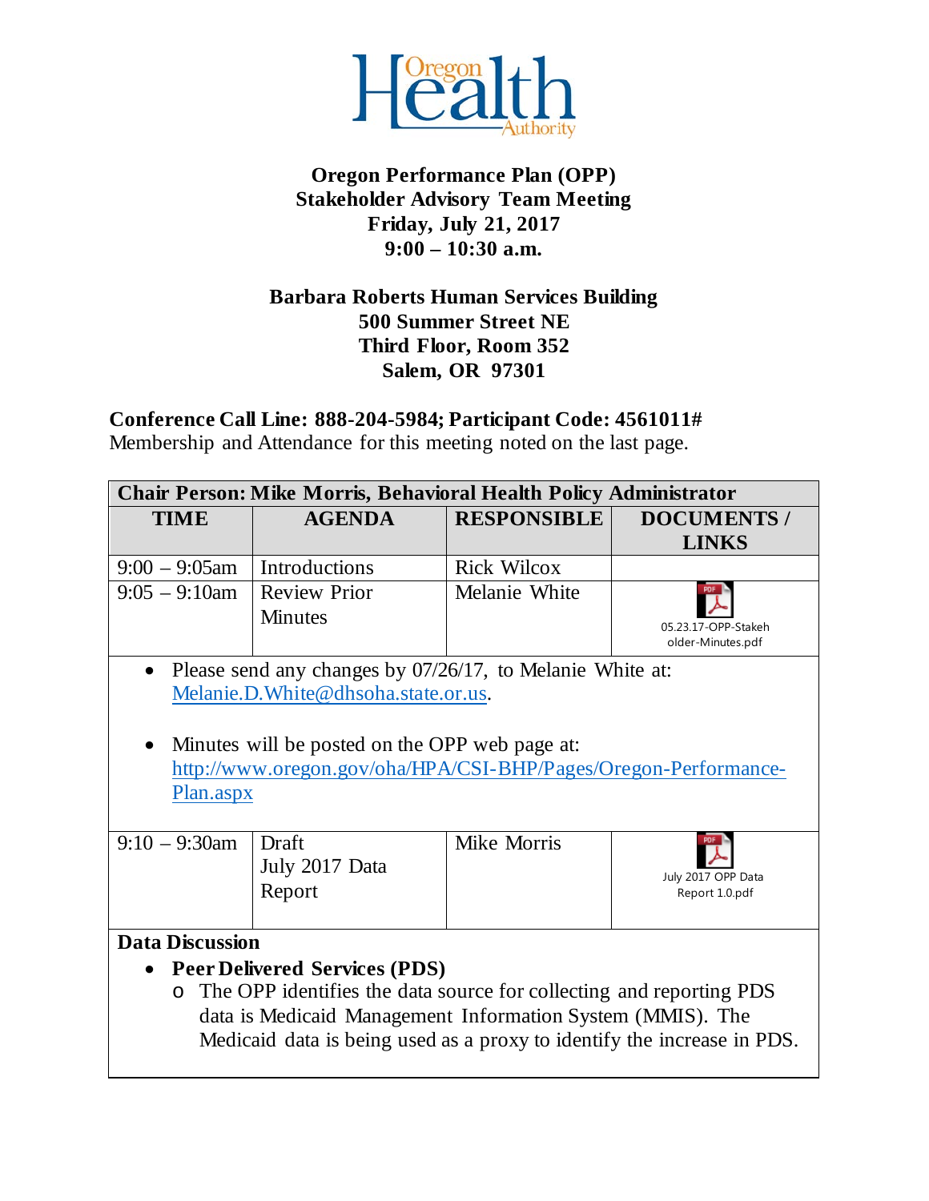# Oregon Performance Plan (OPP)
## Stakeholder Advisory Team Meeting
## Friday, July 21, 2017
## 9:00 – 10:30 a.m.

**Barbara Roberts Human Services Building**
**500 Summer Street NE**
**Third Floor, Room 352**
**Salem, OR 97301**

**Conference Call Line: 888-204-5984; Participant Code: 4561011#**
Membership and Attendance for this meeting noted on the last page.

| Chair Person: Mike Morris, Behavioral Health Policy Administrator | | | |
|---|---|---|---|
| **TIME** | **AGENDA** | **RESPONSIBLE** | **DOCUMENTS / LINKS** |
| 9:00 – 9:05am | Introductions | Rick Wilcox | |
| 9:05 – 9:10am | Review Prior Minutes | Melanie White | 05.23.17-OPP-Stakeholder-Minutes.pdf |

- Please send any changes by 07/26/17, to Melanie White at: Melanie.D.White@dhsoha.state.or.us.
- Minutes will be posted on the OPP web page at: http://www.oregon.gov/oha/HPA/CSI-BHP/Pages/Oregon-Performance-Plan.aspx

| TIME | AGENDA | RESPONSIBLE | DOCUMENTS / LINKS |
|---|---|---|---|
| 9:10 – 9:30am | Draft July 2017 Data Report | Mike Morris | July 2017 OPP Data Report 1.0.pdf |

**Data Discussion**

- **Peer Delivered Services (PDS)**
  - The OPP identifies the data source for collecting and reporting PDS data is Medicaid Management Information System (MMIS). The Medicaid data is being used as a proxy to identify the increase in PDS.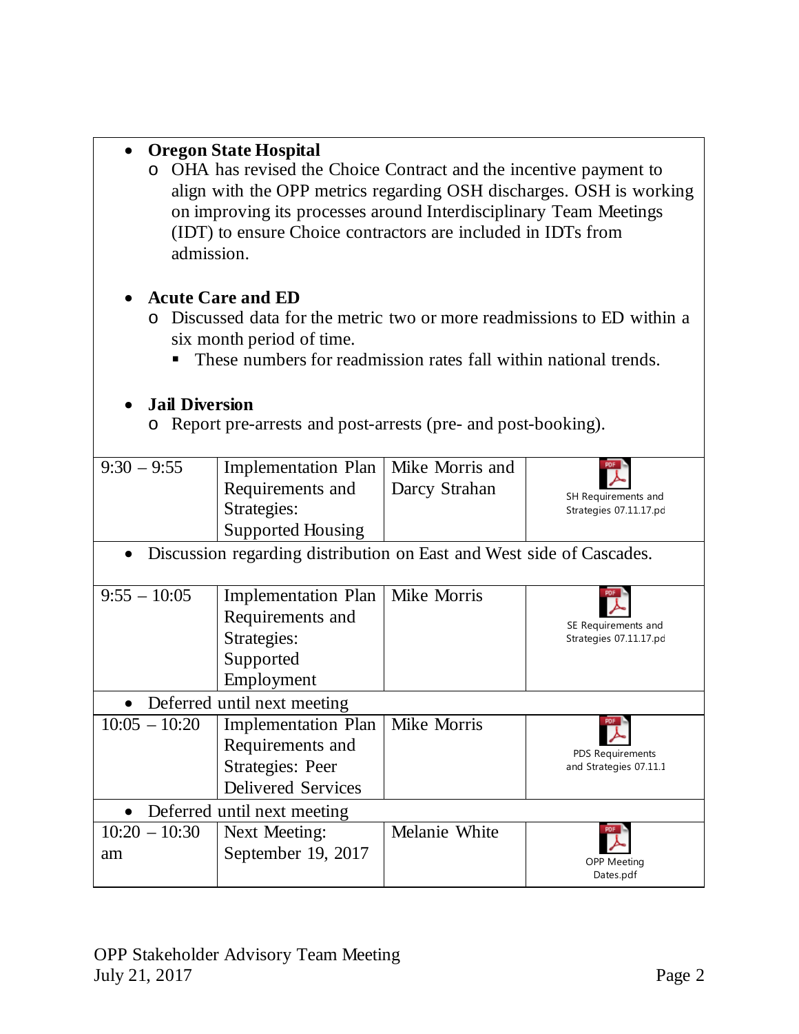- **Oregon State Hospital**
  - OHA has revised the Choice Contract and the incentive payment to align with the OPP metrics regarding OSH discharges. OSH is working on improving its processes around Interdisciplinary Team Meetings (IDT) to ensure Choice contractors are included in IDTs from admission.

- **Acute Care and ED**
  - Discussed data for the metric two or more readmissions to ED within a six month period of time.
    - These numbers for readmission rates fall within national trends.

- **Jail Diversion**
  - Report pre-arrests and post-arrests (pre- and post-booking).

| | | | |
|---|---|---|---|
| 9:30 – 9:55 | Implementation Plan Requirements and Strategies: Supported Housing | Mike Morris and Darcy Strahan | SH Requirements and Strategies 07.11.17.pd |
| • Discussion regarding distribution on East and West side of Cascades. | | | |
| 9:55 – 10:05 | Implementation Plan Requirements and Strategies: Supported Employment | Mike Morris | SE Requirements and Strategies 07.11.17.pd |
| • Deferred until next meeting | | | |
| 10:05 – 10:20 | Implementation Plan Requirements and Strategies: Peer Delivered Services | Mike Morris | PDS Requirements and Strategies 07.11.1 |
| • Deferred until next meeting | | | |
| 10:20 – 10:30 am | Next Meeting: September 19, 2017 | Melanie White | OPP Meeting Dates.pdf |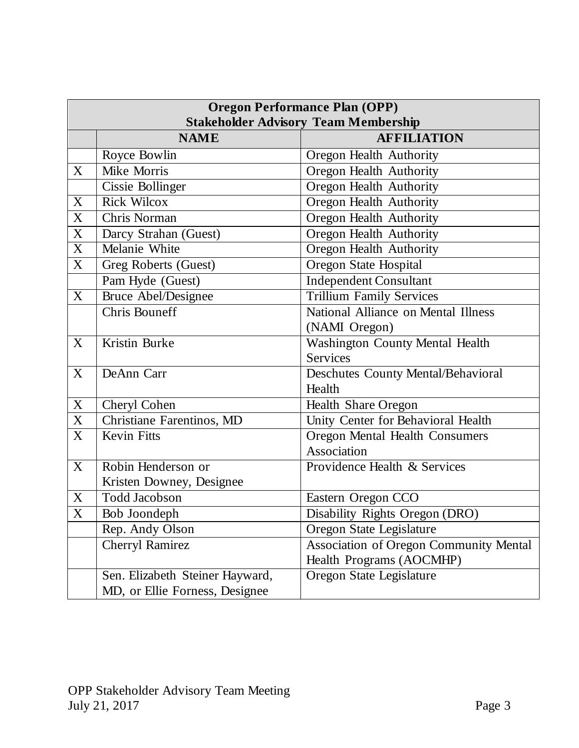| Oregon Performance Plan (OPP) Stakeholder Advisory Team Membership | | |
|---|---|---|
| | **NAME** | **AFFILIATION** |
| | Royce Bowlin | Oregon Health Authority |
| X | Mike Morris | Oregon Health Authority |
| | Cissie Bollinger | Oregon Health Authority |
| X | Rick Wilcox | Oregon Health Authority |
| X | Chris Norman | Oregon Health Authority |
| X | Darcy Strahan (Guest) | Oregon Health Authority |
| X | Melanie White | Oregon Health Authority |
| X | Greg Roberts (Guest) | Oregon State Hospital |
| | Pam Hyde (Guest) | Independent Consultant |
| X | Bruce Abel/Designee | Trillium Family Services |
| | Chris Bouneff | National Alliance on Mental Illness (NAMI Oregon) |
| X | Kristin Burke | Washington County Mental Health Services |
| X | DeAnn Carr | Deschutes County Mental/Behavioral Health |
| X | Cheryl Cohen | Health Share Oregon |
| X | Christiane Farentinos, MD | Unity Center for Behavioral Health |
| X | Kevin Fitts | Oregon Mental Health Consumers Association |
| X | Robin Henderson or Kristen Downey, Designee | Providence Health & Services |
| X | Todd Jacobson | Eastern Oregon CCO |
| X | Bob Joondeph | Disability Rights Oregon (DRO) |
| | Rep. Andy Olson | Oregon State Legislature |
| | Cherryl Ramirez | Association of Oregon Community Mental Health Programs (AOCMHP) |
| | Sen. Elizabeth Steiner Hayward, MD, or Ellie Forness, Designee | Oregon State Legislature |